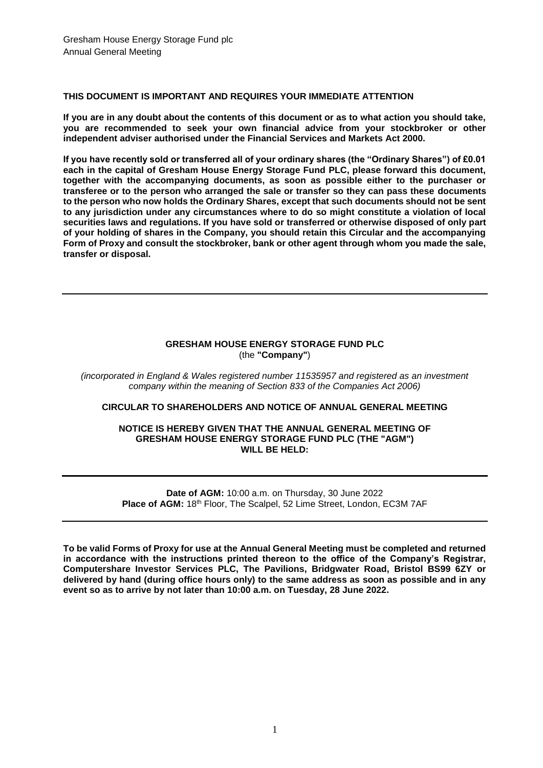Gresham House Energy Storage Fund plc
Annual General Meeting

**THIS DOCUMENT IS IMPORTANT AND REQUIRES YOUR IMMEDIATE ATTENTION**

**If you are in any doubt about the contents of this document or as to what action you should take, you are recommended to seek your own financial advice from your stockbroker or other independent adviser authorised under the Financial Services and Markets Act 2000.**

**If you have recently sold or transferred all of your ordinary shares (the "Ordinary Shares") of £0.01 each in the capital of Gresham House Energy Storage Fund PLC, please forward this document, together with the accompanying documents, as soon as possible either to the purchaser or transferee or to the person who arranged the sale or transfer so they can pass these documents to the person who now holds the Ordinary Shares, except that such documents should not be sent to any jurisdiction under any circumstances where to do so might constitute a violation of local securities laws and regulations. If you have sold or transferred or otherwise disposed of only part of your holding of shares in the Company, you should retain this Circular and the accompanying Form of Proxy and consult the stockbroker, bank or other agent through whom you made the sale, transfer or disposal.**

---

**GRESHAM HOUSE ENERGY STORAGE FUND PLC**
(the **"Company"**)

*(incorporated in England & Wales registered number 11535957 and registered as an investment company within the meaning of Section 833 of the Companies Act 2006)*

**CIRCULAR TO SHAREHOLDERS AND NOTICE OF ANNUAL GENERAL MEETING**

**NOTICE IS HEREBY GIVEN THAT THE ANNUAL GENERAL MEETING OF GRESHAM HOUSE ENERGY STORAGE FUND PLC (THE "AGM") WILL BE HELD:**

---

**Date of AGM:** 10:00 a.m. on Thursday, 30 June 2022
**Place of AGM:** 18th Floor, The Scalpel, 52 Lime Street, London, EC3M 7AF

---

**To be valid Forms of Proxy for use at the Annual General Meeting must be completed and returned in accordance with the instructions printed thereon to the office of the Company's Registrar, Computershare Investor Services PLC, The Pavilions, Bridgwater Road, Bristol BS99 6ZY or delivered by hand (during office hours only) to the same address as soon as possible and in any event so as to arrive by not later than 10:00 a.m. on Tuesday, 28 June 2022.**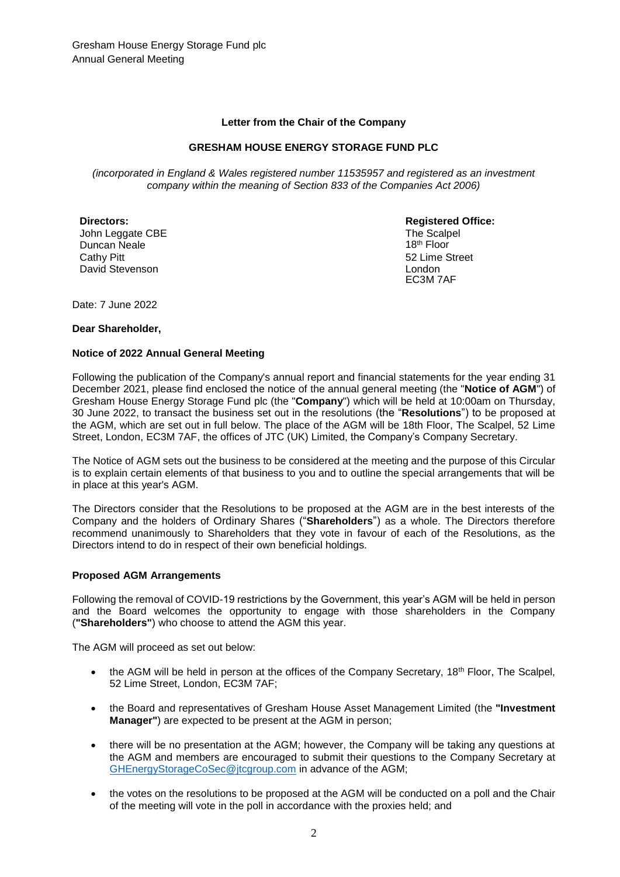Gresham House Energy Storage Fund plc
Annual General Meeting

**Letter from the Chair of the Company**

**GRESHAM HOUSE ENERGY STORAGE FUND PLC**

*(incorporated in England & Wales registered number 11535957 and registered as an investment company within the meaning of Section 833 of the Companies Act 2006)*

**Directors:**
John Leggate CBE
Duncan Neale
Cathy Pitt
David Stevenson

**Registered Office:**
The Scalpel
18th Floor
52 Lime Street
London
EC3M 7AF

Date: 7 June 2022

**Dear Shareholder,**

**Notice of 2022 Annual General Meeting**

Following the publication of the Company's annual report and financial statements for the year ending 31 December 2021, please find enclosed the notice of the annual general meeting (the "**Notice of AGM**") of Gresham House Energy Storage Fund plc (the "**Company**") which will be held at 10:00am on Thursday, 30 June 2022, to transact the business set out in the resolutions (the "**Resolutions**") to be proposed at the AGM, which are set out in full below. The place of the AGM will be 18th Floor, The Scalpel, 52 Lime Street, London, EC3M 7AF, the offices of JTC (UK) Limited, the Company's Company Secretary.

The Notice of AGM sets out the business to be considered at the meeting and the purpose of this Circular is to explain certain elements of that business to you and to outline the special arrangements that will be in place at this year's AGM.

The Directors consider that the Resolutions to be proposed at the AGM are in the best interests of the Company and the holders of Ordinary Shares ("**Shareholders**") as a whole. The Directors therefore recommend unanimously to Shareholders that they vote in favour of each of the Resolutions, as the Directors intend to do in respect of their own beneficial holdings.

**Proposed AGM Arrangements**

Following the removal of COVID-19 restrictions by the Government, this year's AGM will be held in person and the Board welcomes the opportunity to engage with those shareholders in the Company (**"Shareholders"**) who choose to attend the AGM this year.

The AGM will proceed as set out below:

- the AGM will be held in person at the offices of the Company Secretary, 18th Floor, The Scalpel, 52 Lime Street, London, EC3M 7AF;
- the Board and representatives of Gresham House Asset Management Limited (the **"Investment Manager"**) are expected to be present at the AGM in person;
- there will be no presentation at the AGM; however, the Company will be taking any questions at the AGM and members are encouraged to submit their questions to the Company Secretary at GHEnergyStorageCoSec@jtcgroup.com in advance of the AGM;
- the votes on the resolutions to be proposed at the AGM will be conducted on a poll and the Chair of the meeting will vote in the poll in accordance with the proxies held; and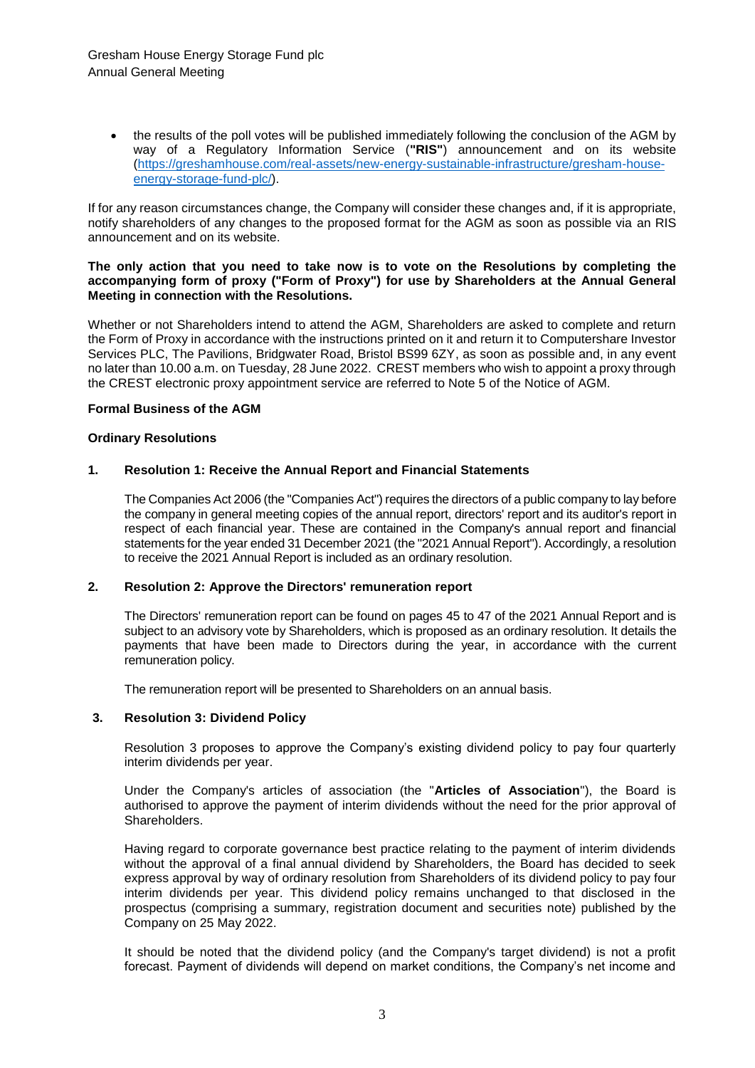- the results of the poll votes will be published immediately following the conclusion of the AGM by way of a Regulatory Information Service (**"RIS"**) announcement and on its website ([https://greshamhouse.com/real-assets/new-energy-sustainable-infrastructure/gresham-house-energy-storage-fund-plc/](https://greshamhouse.com/real-assets/new-energy-sustainable-infrastructure/gresham-house-energy-storage-fund-plc/)).

If for any reason circumstances change, the Company will consider these changes and, if it is appropriate, notify shareholders of any changes to the proposed format for the AGM as soon as possible via an RIS announcement and on its website.

**The only action that you need to take now is to vote on the Resolutions by completing the accompanying form of proxy ("Form of Proxy") for use by Shareholders at the Annual General Meeting in connection with the Resolutions.**

Whether or not Shareholders intend to attend the AGM, Shareholders are asked to complete and return the Form of Proxy in accordance with the instructions printed on it and return it to Computershare Investor Services PLC, The Pavilions, Bridgwater Road, Bristol BS99 6ZY, as soon as possible and, in any event no later than 10.00 a.m. on Tuesday, 28 June 2022. CREST members who wish to appoint a proxy through the CREST electronic proxy appointment service are referred to Note 5 of the Notice of AGM.

**Formal Business of the AGM**

**Ordinary Resolutions**

**1. Resolution 1: Receive the Annual Report and Financial Statements**

The Companies Act 2006 (the "Companies Act") requires the directors of a public company to lay before the company in general meeting copies of the annual report, directors' report and its auditor's report in respect of each financial year. These are contained in the Company's annual report and financial statements for the year ended 31 December 2021 (the "2021 Annual Report"). Accordingly, a resolution to receive the 2021 Annual Report is included as an ordinary resolution.

**2. Resolution 2: Approve the Directors' remuneration report**

The Directors' remuneration report can be found on pages 45 to 47 of the 2021 Annual Report and is subject to an advisory vote by Shareholders, which is proposed as an ordinary resolution. It details the payments that have been made to Directors during the year, in accordance with the current remuneration policy.

The remuneration report will be presented to Shareholders on an annual basis.

**3. Resolution 3: Dividend Policy**

Resolution 3 proposes to approve the Company's existing dividend policy to pay four quarterly interim dividends per year.

Under the Company's articles of association (the "**Articles of Association**"), the Board is authorised to approve the payment of interim dividends without the need for the prior approval of Shareholders.

Having regard to corporate governance best practice relating to the payment of interim dividends without the approval of a final annual dividend by Shareholders, the Board has decided to seek express approval by way of ordinary resolution from Shareholders of its dividend policy to pay four interim dividends per year. This dividend policy remains unchanged to that disclosed in the prospectus (comprising a summary, registration document and securities note) published by the Company on 25 May 2022.

It should be noted that the dividend policy (and the Company's target dividend) is not a profit forecast. Payment of dividends will depend on market conditions, the Company's net income and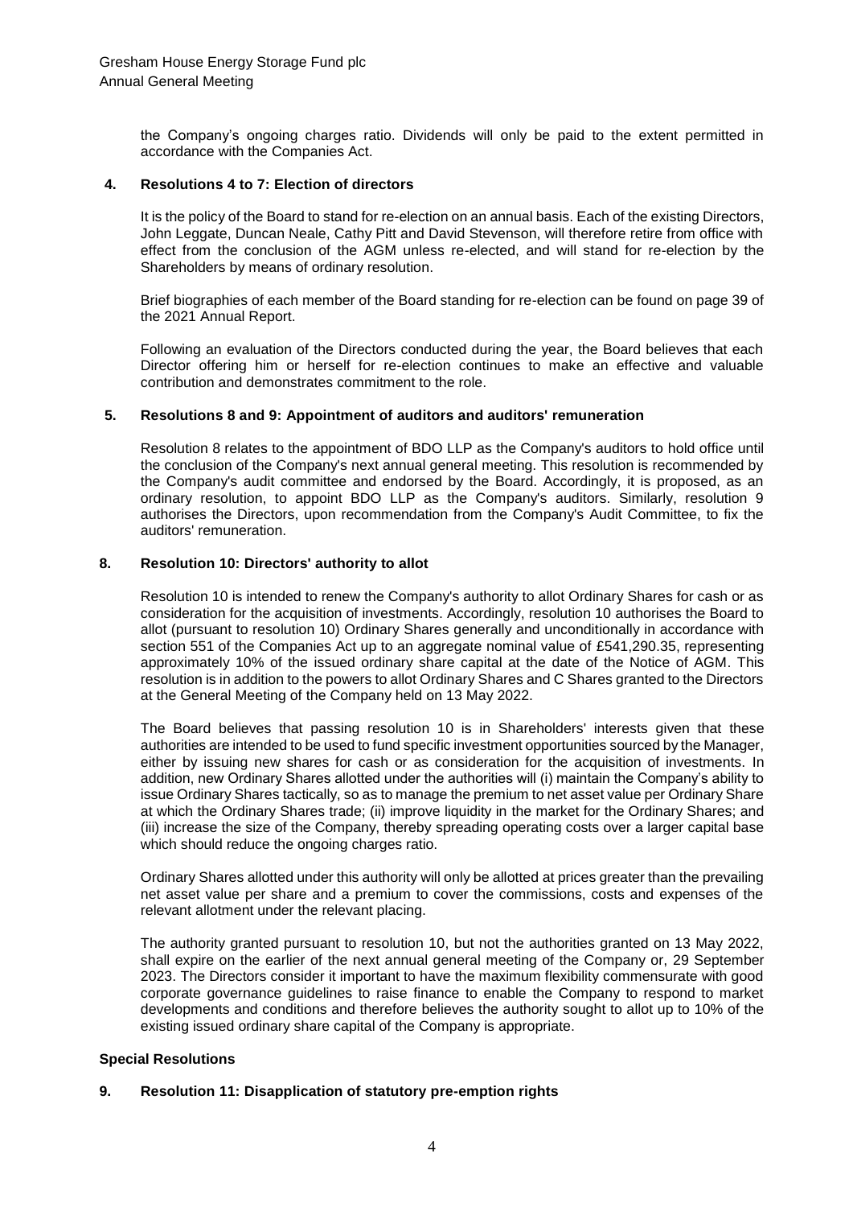the Company's ongoing charges ratio. Dividends will only be paid to the extent permitted in accordance with the Companies Act.

### 4. Resolutions 4 to 7: Election of directors

It is the policy of the Board to stand for re-election on an annual basis. Each of the existing Directors, John Leggate, Duncan Neale, Cathy Pitt and David Stevenson, will therefore retire from office with effect from the conclusion of the AGM unless re-elected, and will stand for re-election by the Shareholders by means of ordinary resolution.

Brief biographies of each member of the Board standing for re-election can be found on page 39 of the 2021 Annual Report.

Following an evaluation of the Directors conducted during the year, the Board believes that each Director offering him or herself for re-election continues to make an effective and valuable contribution and demonstrates commitment to the role.

### 5. Resolutions 8 and 9: Appointment of auditors and auditors' remuneration

Resolution 8 relates to the appointment of BDO LLP as the Company's auditors to hold office until the conclusion of the Company's next annual general meeting. This resolution is recommended by the Company's audit committee and endorsed by the Board. Accordingly, it is proposed, as an ordinary resolution, to appoint BDO LLP as the Company's auditors. Similarly, resolution 9 authorises the Directors, upon recommendation from the Company's Audit Committee, to fix the auditors' remuneration.

### 8. Resolution 10: Directors' authority to allot

Resolution 10 is intended to renew the Company's authority to allot Ordinary Shares for cash or as consideration for the acquisition of investments. Accordingly, resolution 10 authorises the Board to allot (pursuant to resolution 10) Ordinary Shares generally and unconditionally in accordance with section 551 of the Companies Act up to an aggregate nominal value of £541,290.35, representing approximately 10% of the issued ordinary share capital at the date of the Notice of AGM. This resolution is in addition to the powers to allot Ordinary Shares and C Shares granted to the Directors at the General Meeting of the Company held on 13 May 2022.

The Board believes that passing resolution 10 is in Shareholders' interests given that these authorities are intended to be used to fund specific investment opportunities sourced by the Manager, either by issuing new shares for cash or as consideration for the acquisition of investments. In addition, new Ordinary Shares allotted under the authorities will (i) maintain the Company's ability to issue Ordinary Shares tactically, so as to manage the premium to net asset value per Ordinary Share at which the Ordinary Shares trade; (ii) improve liquidity in the market for the Ordinary Shares; and (iii) increase the size of the Company, thereby spreading operating costs over a larger capital base which should reduce the ongoing charges ratio.

Ordinary Shares allotted under this authority will only be allotted at prices greater than the prevailing net asset value per share and a premium to cover the commissions, costs and expenses of the relevant allotment under the relevant placing.

The authority granted pursuant to resolution 10, but not the authorities granted on 13 May 2022, shall expire on the earlier of the next annual general meeting of the Company or, 29 September 2023. The Directors consider it important to have the maximum flexibility commensurate with good corporate governance guidelines to raise finance to enable the Company to respond to market developments and conditions and therefore believes the authority sought to allot up to 10% of the existing issued ordinary share capital of the Company is appropriate.

**Special Resolutions**

### 9. Resolution 11: Disapplication of statutory pre-emption rights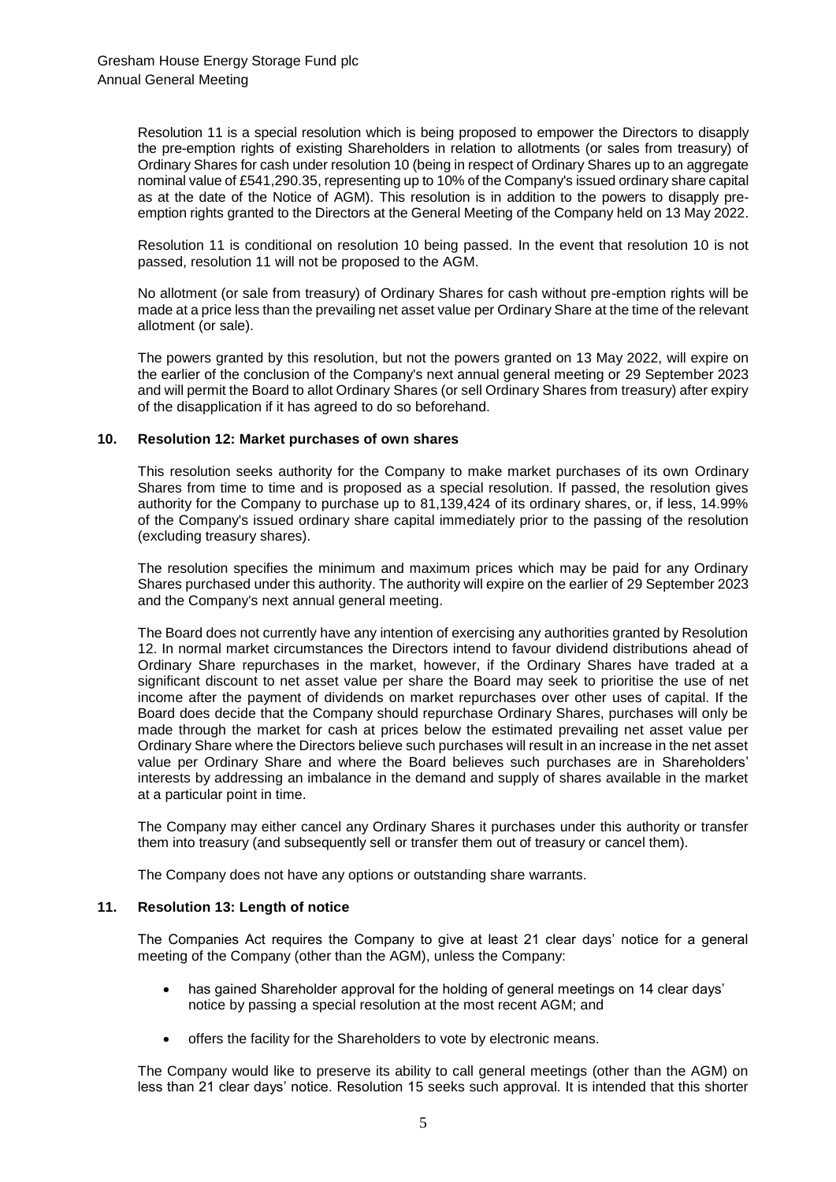Resolution 11 is a special resolution which is being proposed to empower the Directors to disapply the pre-emption rights of existing Shareholders in relation to allotments (or sales from treasury) of Ordinary Shares for cash under resolution 10 (being in respect of Ordinary Shares up to an aggregate nominal value of £541,290.35, representing up to 10% of the Company's issued ordinary share capital as at the date of the Notice of AGM). This resolution is in addition to the powers to disapply pre-emption rights granted to the Directors at the General Meeting of the Company held on 13 May 2022.

Resolution 11 is conditional on resolution 10 being passed. In the event that resolution 10 is not passed, resolution 11 will not be proposed to the AGM.

No allotment (or sale from treasury) of Ordinary Shares for cash without pre-emption rights will be made at a price less than the prevailing net asset value per Ordinary Share at the time of the relevant allotment (or sale).

The powers granted by this resolution, but not the powers granted on 13 May 2022, will expire on the earlier of the conclusion of the Company's next annual general meeting or 29 September 2023 and will permit the Board to allot Ordinary Shares (or sell Ordinary Shares from treasury) after expiry of the disapplication if it has agreed to do so beforehand.

## 10. Resolution 12: Market purchases of own shares

This resolution seeks authority for the Company to make market purchases of its own Ordinary Shares from time to time and is proposed as a special resolution. If passed, the resolution gives authority for the Company to purchase up to 81,139,424 of its ordinary shares, or, if less, 14.99% of the Company's issued ordinary share capital immediately prior to the passing of the resolution (excluding treasury shares).

The resolution specifies the minimum and maximum prices which may be paid for any Ordinary Shares purchased under this authority. The authority will expire on the earlier of 29 September 2023 and the Company's next annual general meeting.

The Board does not currently have any intention of exercising any authorities granted by Resolution 12. In normal market circumstances the Directors intend to favour dividend distributions ahead of Ordinary Share repurchases in the market, however, if the Ordinary Shares have traded at a significant discount to net asset value per share the Board may seek to prioritise the use of net income after the payment of dividends on market repurchases over other uses of capital. If the Board does decide that the Company should repurchase Ordinary Shares, purchases will only be made through the market for cash at prices below the estimated prevailing net asset value per Ordinary Share where the Directors believe such purchases will result in an increase in the net asset value per Ordinary Share and where the Board believes such purchases are in Shareholders' interests by addressing an imbalance in the demand and supply of shares available in the market at a particular point in time.

The Company may either cancel any Ordinary Shares it purchases under this authority or transfer them into treasury (and subsequently sell or transfer them out of treasury or cancel them).

The Company does not have any options or outstanding share warrants.

## 11. Resolution 13: Length of notice

The Companies Act requires the Company to give at least 21 clear days' notice for a general meeting of the Company (other than the AGM), unless the Company:

- has gained Shareholder approval for the holding of general meetings on 14 clear days' notice by passing a special resolution at the most recent AGM; and
- offers the facility for the Shareholders to vote by electronic means.

The Company would like to preserve its ability to call general meetings (other than the AGM) on less than 21 clear days' notice. Resolution 15 seeks such approval. It is intended that this shorter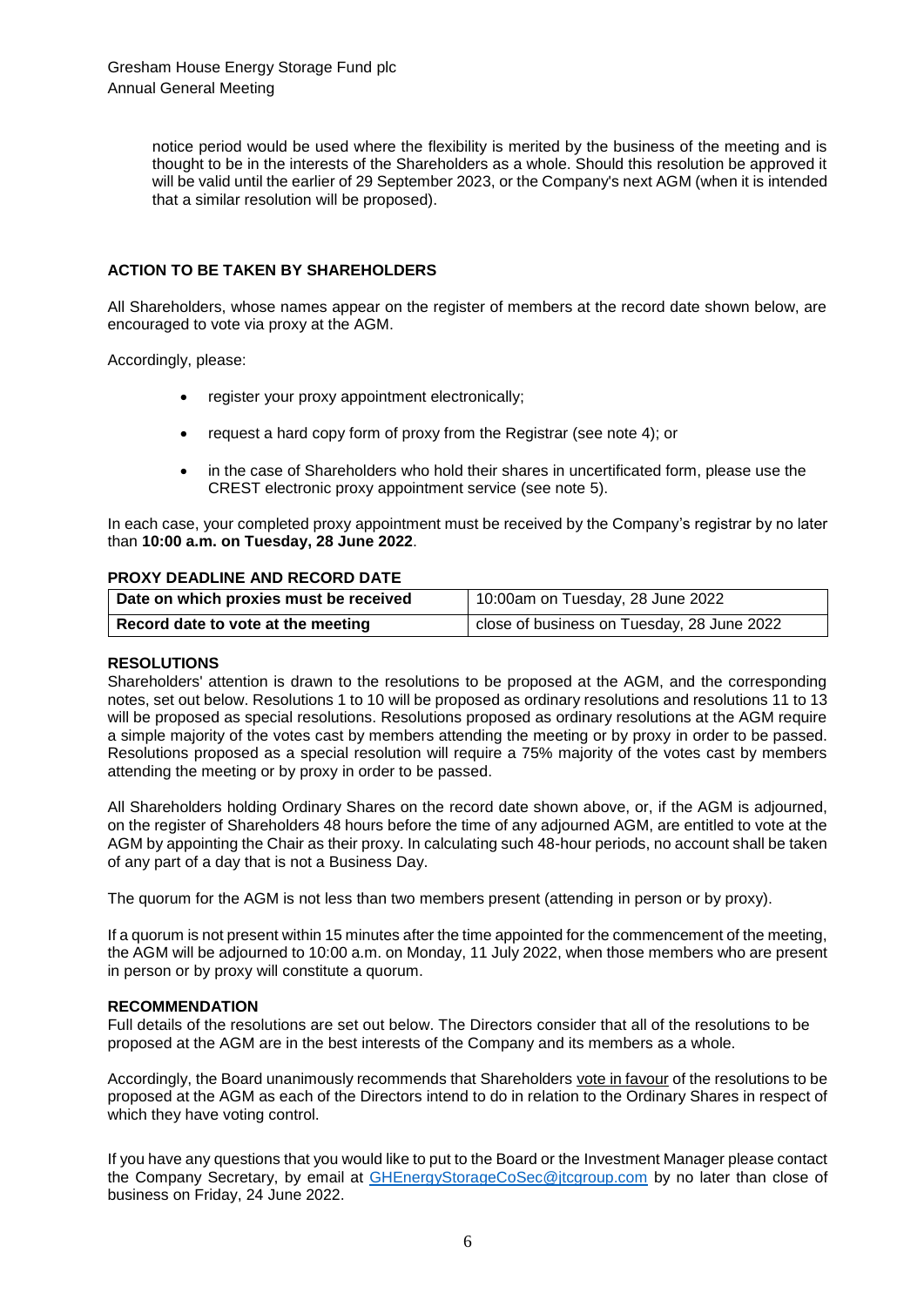notice period would be used where the flexibility is merited by the business of the meeting and is thought to be in the interests of the Shareholders as a whole. Should this resolution be approved it will be valid until the earlier of 29 September 2023, or the Company's next AGM (when it is intended that a similar resolution will be proposed).

## ACTION TO BE TAKEN BY SHAREHOLDERS

All Shareholders, whose names appear on the register of members at the record date shown below, are encouraged to vote via proxy at the AGM.

Accordingly, please:

- register your proxy appointment electronically;
- request a hard copy form of proxy from the Registrar (see note 4); or
- in the case of Shareholders who hold their shares in uncertificated form, please use the CREST electronic proxy appointment service (see note 5).

In each case, your completed proxy appointment must be received by the Company's registrar by no later than **10:00 a.m. on Tuesday, 28 June 2022**.

## PROXY DEADLINE AND RECORD DATE

| Date on which proxies must be received | 10:00am on Tuesday, 28 June 2022 |
|---|---|
| **Record date to vote at the meeting** | close of business on Tuesday, 28 June 2022 |

## RESOLUTIONS

Shareholders' attention is drawn to the resolutions to be proposed at the AGM, and the corresponding notes, set out below. Resolutions 1 to 10 will be proposed as ordinary resolutions and resolutions 11 to 13 will be proposed as special resolutions. Resolutions proposed as ordinary resolutions at the AGM require a simple majority of the votes cast by members attending the meeting or by proxy in order to be passed. Resolutions proposed as a special resolution will require a 75% majority of the votes cast by members attending the meeting or by proxy in order to be passed.

All Shareholders holding Ordinary Shares on the record date shown above, or, if the AGM is adjourned, on the register of Shareholders 48 hours before the time of any adjourned AGM, are entitled to vote at the AGM by appointing the Chair as their proxy. In calculating such 48-hour periods, no account shall be taken of any part of a day that is not a Business Day.

The quorum for the AGM is not less than two members present (attending in person or by proxy).

If a quorum is not present within 15 minutes after the time appointed for the commencement of the meeting, the AGM will be adjourned to 10:00 a.m. on Monday, 11 July 2022, when those members who are present in person or by proxy will constitute a quorum.

## RECOMMENDATION

Full details of the resolutions are set out below. The Directors consider that all of the resolutions to be proposed at the AGM are in the best interests of the Company and its members as a whole.

Accordingly, the Board unanimously recommends that Shareholders vote in favour of the resolutions to be proposed at the AGM as each of the Directors intend to do in relation to the Ordinary Shares in respect of which they have voting control.

If you have any questions that you would like to put to the Board or the Investment Manager please contact the Company Secretary, by email at GHEnergyStorageCoSec@jtcgroup.com by no later than close of business on Friday, 24 June 2022.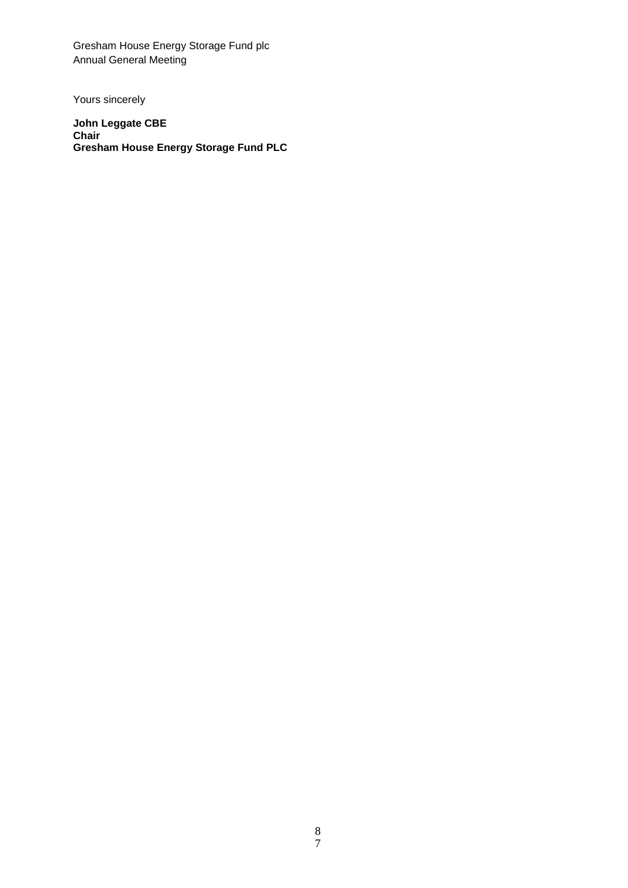Yours sincerely

**John Leggate CBE**
**Chair**
**Gresham House Energy Storage Fund PLC**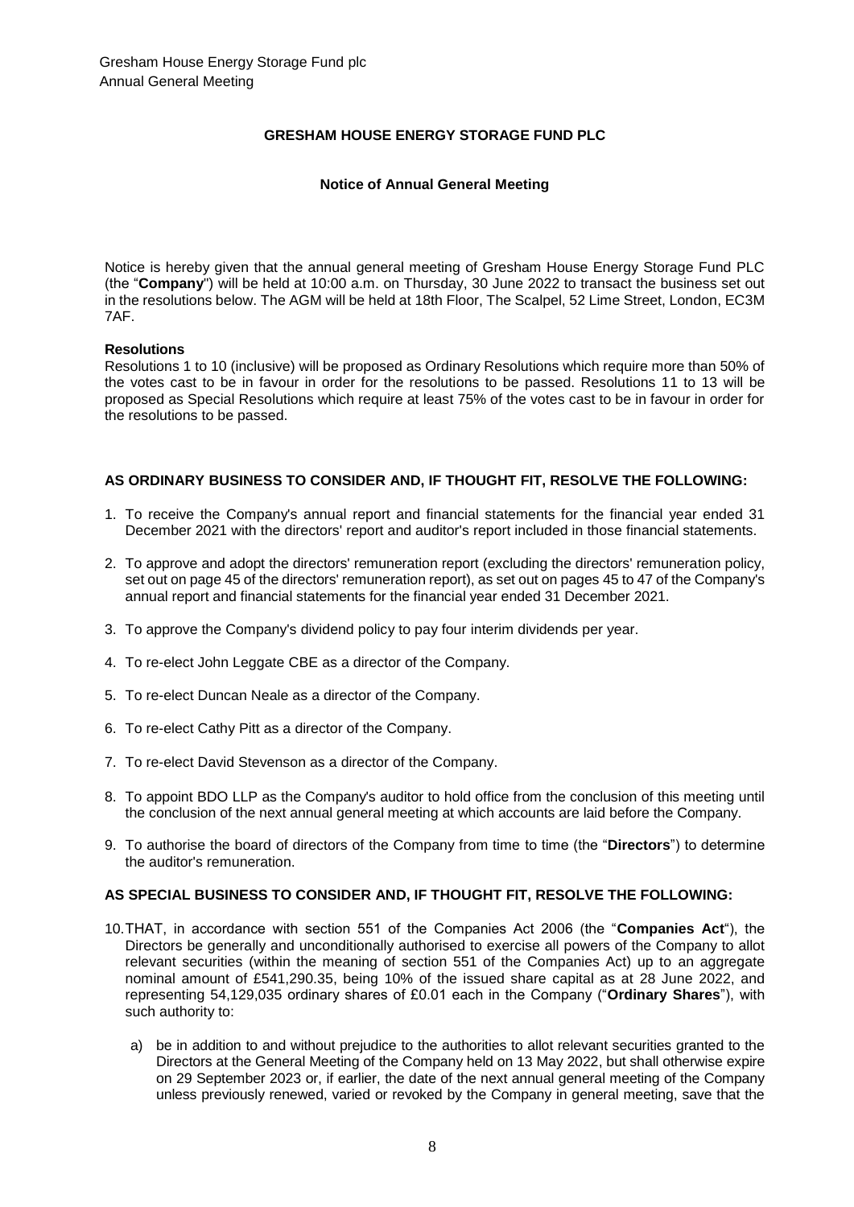**GRESHAM HOUSE ENERGY STORAGE FUND PLC**

**Notice of Annual General Meeting**

Notice is hereby given that the annual general meeting of Gresham House Energy Storage Fund PLC (the "**Company**") will be held at 10:00 a.m. on Thursday, 30 June 2022 to transact the business set out in the resolutions below. The AGM will be held at 18th Floor, The Scalpel, 52 Lime Street, London, EC3M 7AF.

**Resolutions**

Resolutions 1 to 10 (inclusive) will be proposed as Ordinary Resolutions which require more than 50% of the votes cast to be in favour in order for the resolutions to be passed. Resolutions 11 to 13 will be proposed as Special Resolutions which require at least 75% of the votes cast to be in favour in order for the resolutions to be passed.

**AS ORDINARY BUSINESS TO CONSIDER AND, IF THOUGHT FIT, RESOLVE THE FOLLOWING:**

1. To receive the Company's annual report and financial statements for the financial year ended 31 December 2021 with the directors' report and auditor's report included in those financial statements.
2. To approve and adopt the directors' remuneration report (excluding the directors' remuneration policy, set out on page 45 of the directors' remuneration report), as set out on pages 45 to 47 of the Company's annual report and financial statements for the financial year ended 31 December 2021.
3. To approve the Company's dividend policy to pay four interim dividends per year.
4. To re-elect John Leggate CBE as a director of the Company.
5. To re-elect Duncan Neale as a director of the Company.
6. To re-elect Cathy Pitt as a director of the Company.
7. To re-elect David Stevenson as a director of the Company.
8. To appoint BDO LLP as the Company's auditor to hold office from the conclusion of this meeting until the conclusion of the next annual general meeting at which accounts are laid before the Company.
9. To authorise the board of directors of the Company from time to time (the "**Directors**") to determine the auditor's remuneration.

**AS SPECIAL BUSINESS TO CONSIDER AND, IF THOUGHT FIT, RESOLVE THE FOLLOWING:**

10. THAT, in accordance with section 551 of the Companies Act 2006 (the "**Companies Act**"), the Directors be generally and unconditionally authorised to exercise all powers of the Company to allot relevant securities (within the meaning of section 551 of the Companies Act) up to an aggregate nominal amount of £541,290.35, being 10% of the issued share capital as at 28 June 2022, and representing 54,129,035 ordinary shares of £0.01 each in the Company ("**Ordinary Shares**"), with such authority to:

    a) be in addition to and without prejudice to the authorities to allot relevant securities granted to the Directors at the General Meeting of the Company held on 13 May 2022, but shall otherwise expire on 29 September 2023 or, if earlier, the date of the next annual general meeting of the Company unless previously renewed, varied or revoked by the Company in general meeting, save that the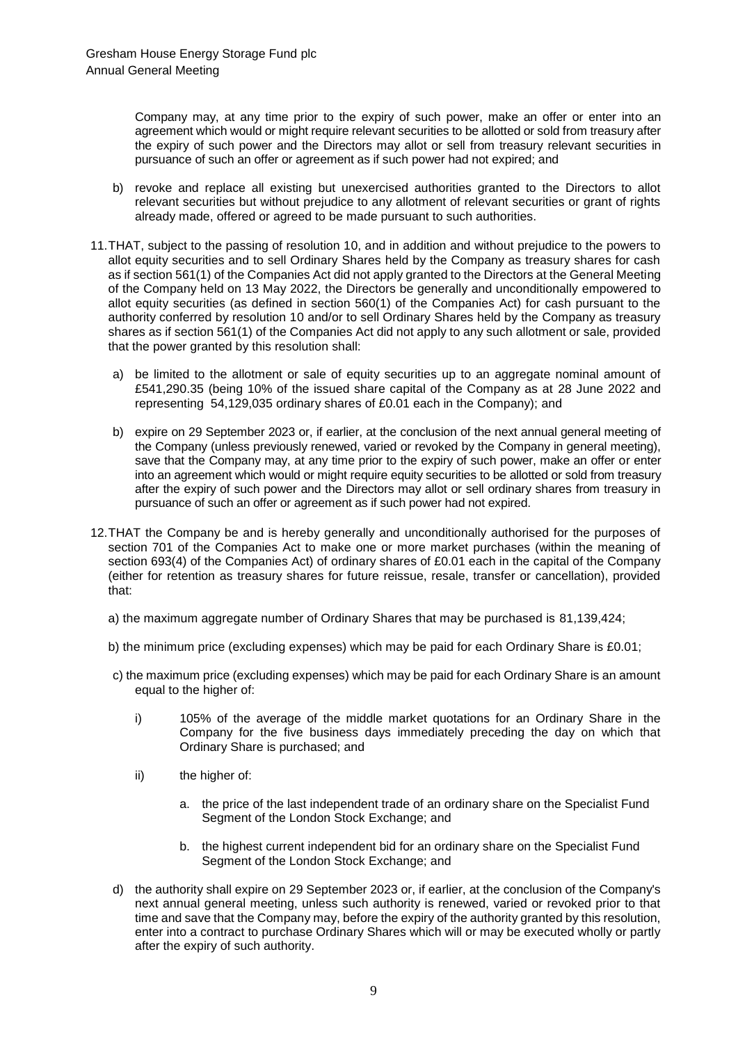Company may, at any time prior to the expiry of such power, make an offer or enter into an agreement which would or might require relevant securities to be allotted or sold from treasury after the expiry of such power and the Directors may allot or sell from treasury relevant securities in pursuance of such an offer or agreement as if such power had not expired; and

b) revoke and replace all existing but unexercised authorities granted to the Directors to allot relevant securities but without prejudice to any allotment of relevant securities or grant of rights already made, offered or agreed to be made pursuant to such authorities.

11. THAT, subject to the passing of resolution 10, and in addition and without prejudice to the powers to allot equity securities and to sell Ordinary Shares held by the Company as treasury shares for cash as if section 561(1) of the Companies Act did not apply granted to the Directors at the General Meeting of the Company held on 13 May 2022, the Directors be generally and unconditionally empowered to allot equity securities (as defined in section 560(1) of the Companies Act) for cash pursuant to the authority conferred by resolution 10 and/or to sell Ordinary Shares held by the Company as treasury shares as if section 561(1) of the Companies Act did not apply to any such allotment or sale, provided that the power granted by this resolution shall:

   a) be limited to the allotment or sale of equity securities up to an aggregate nominal amount of £541,290.35 (being 10% of the issued share capital of the Company as at 28 June 2022 and representing 54,129,035 ordinary shares of £0.01 each in the Company); and

   b) expire on 29 September 2023 or, if earlier, at the conclusion of the next annual general meeting of the Company (unless previously renewed, varied or revoked by the Company in general meeting), save that the Company may, at any time prior to the expiry of such power, make an offer or enter into an agreement which would or might require equity securities to be allotted or sold from treasury after the expiry of such power and the Directors may allot or sell ordinary shares from treasury in pursuance of such an offer or agreement as if such power had not expired.

12. THAT the Company be and is hereby generally and unconditionally authorised for the purposes of section 701 of the Companies Act to make one or more market purchases (within the meaning of section 693(4) of the Companies Act) of ordinary shares of £0.01 each in the capital of the Company (either for retention as treasury shares for future reissue, resale, transfer or cancellation), provided that:

   a) the maximum aggregate number of Ordinary Shares that may be purchased is 81,139,424;

   b) the minimum price (excluding expenses) which may be paid for each Ordinary Share is £0.01;

   c) the maximum price (excluding expenses) which may be paid for each Ordinary Share is an amount equal to the higher of:

      i) 105% of the average of the middle market quotations for an Ordinary Share in the Company for the five business days immediately preceding the day on which that Ordinary Share is purchased; and

      ii) the higher of:

         a. the price of the last independent trade of an ordinary share on the Specialist Fund Segment of the London Stock Exchange; and

         b. the highest current independent bid for an ordinary share on the Specialist Fund Segment of the London Stock Exchange; and

   d) the authority shall expire on 29 September 2023 or, if earlier, at the conclusion of the Company's next annual general meeting, unless such authority is renewed, varied or revoked prior to that time and save that the Company may, before the expiry of the authority granted by this resolution, enter into a contract to purchase Ordinary Shares which will or may be executed wholly or partly after the expiry of such authority.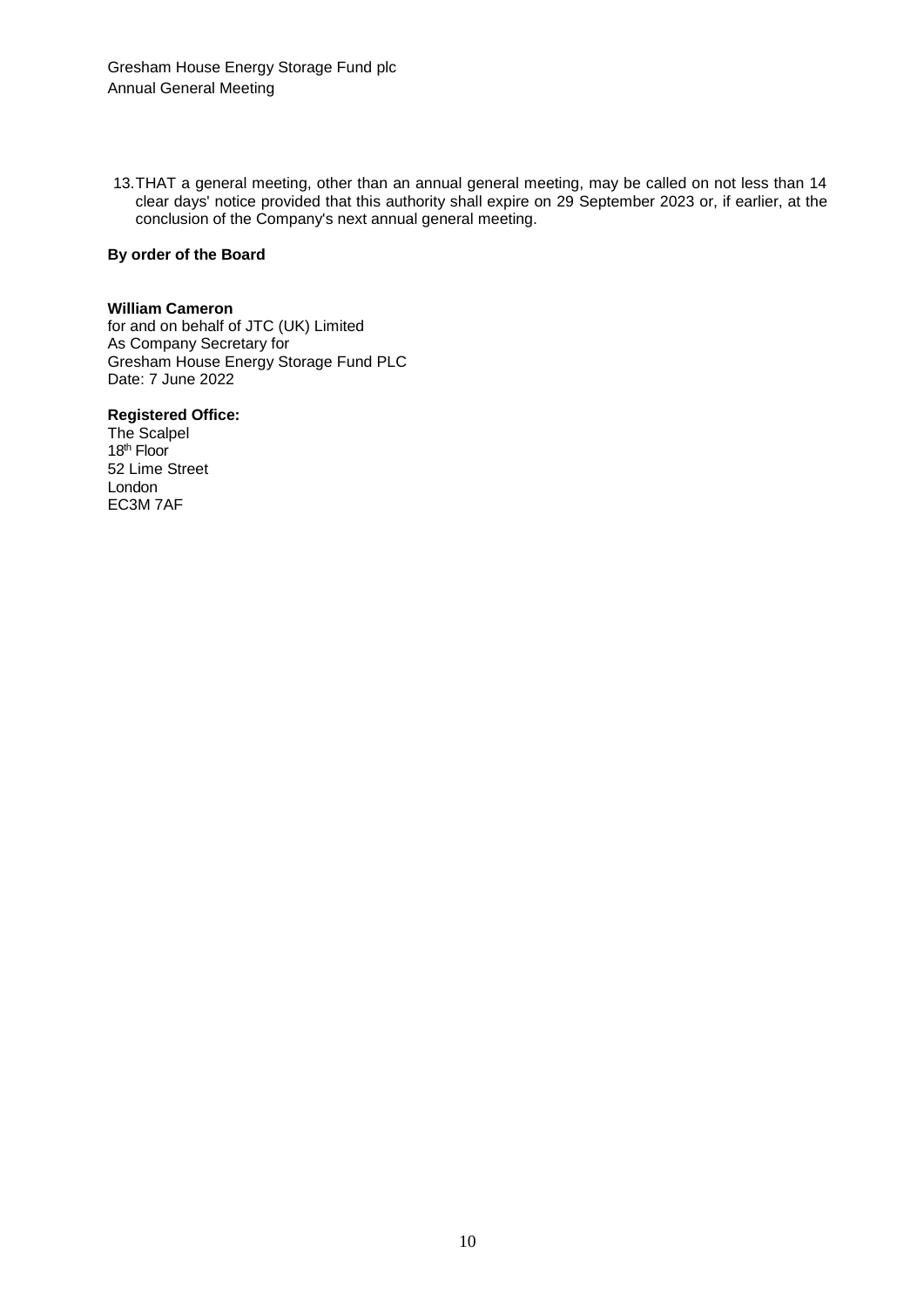13. THAT a general meeting, other than an annual general meeting, may be called on not less than 14 clear days' notice provided that this authority shall expire on 29 September 2023 or, if earlier, at the conclusion of the Company's next annual general meeting.

**By order of the Board**

**William Cameron**
for and on behalf of JTC (UK) Limited
As Company Secretary for
Gresham House Energy Storage Fund PLC
Date: 7 June 2022

**Registered Office:**
The Scalpel
18th Floor
52 Lime Street
London
EC3M 7AF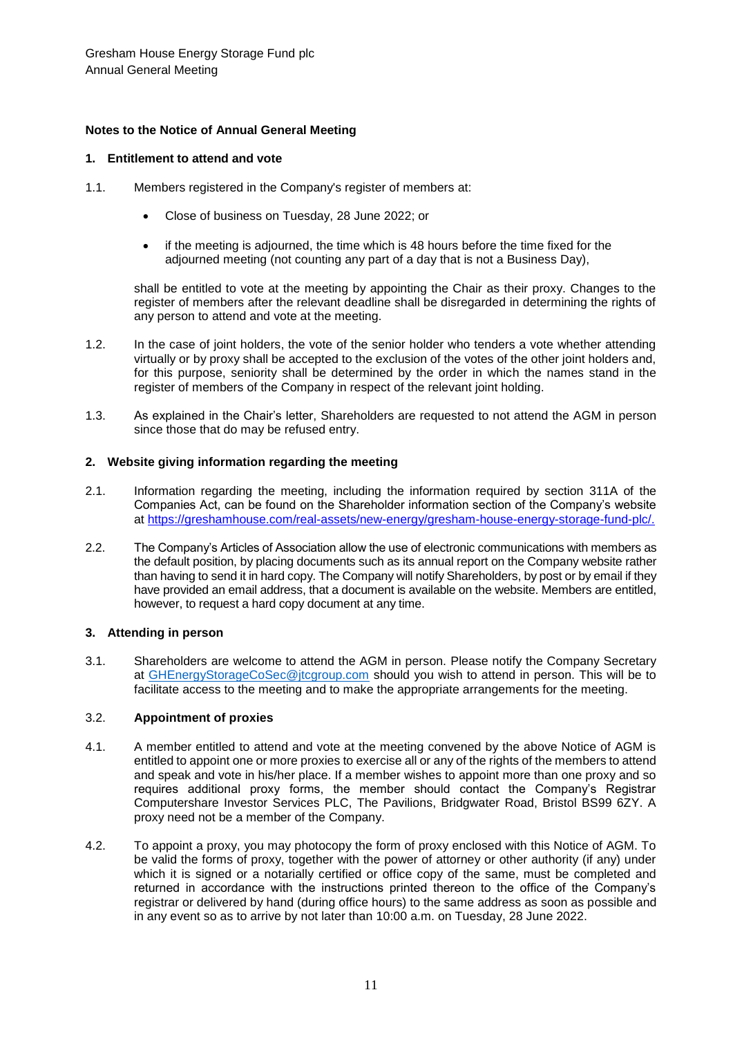Gresham House Energy Storage Fund plc
Annual General Meeting

## Notes to the Notice of Annual General Meeting

### 1. Entitlement to attend and vote

1.1. Members registered in the Company's register of members at:

- Close of business on Tuesday, 28 June 2022; or
- if the meeting is adjourned, the time which is 48 hours before the time fixed for the adjourned meeting (not counting any part of a day that is not a Business Day),

shall be entitled to vote at the meeting by appointing the Chair as their proxy. Changes to the register of members after the relevant deadline shall be disregarded in determining the rights of any person to attend and vote at the meeting.

1.2. In the case of joint holders, the vote of the senior holder who tenders a vote whether attending virtually or by proxy shall be accepted to the exclusion of the votes of the other joint holders and, for this purpose, seniority shall be determined by the order in which the names stand in the register of members of the Company in respect of the relevant joint holding.

1.3. As explained in the Chair's letter, Shareholders are requested to not attend the AGM in person since those that do may be refused entry.

### 2. Website giving information regarding the meeting

2.1. Information regarding the meeting, including the information required by section 311A of the Companies Act, can be found on the Shareholder information section of the Company's website at https://greshamhouse.com/real-assets/new-energy/gresham-house-energy-storage-fund-plc/.

2.2. The Company's Articles of Association allow the use of electronic communications with members as the default position, by placing documents such as its annual report on the Company website rather than having to send it in hard copy. The Company will notify Shareholders, by post or by email if they have provided an email address, that a document is available on the website. Members are entitled, however, to request a hard copy document at any time.

### 3. Attending in person

3.1. Shareholders are welcome to attend the AGM in person. Please notify the Company Secretary at GHEnergyStorageCoSec@jtcgroup.com should you wish to attend in person. This will be to facilitate access to the meeting and to make the appropriate arrangements for the meeting.

### 3.2. Appointment of proxies

4.1. A member entitled to attend and vote at the meeting convened by the above Notice of AGM is entitled to appoint one or more proxies to exercise all or any of the rights of the members to attend and speak and vote in his/her place. If a member wishes to appoint more than one proxy and so requires additional proxy forms, the member should contact the Company's Registrar Computershare Investor Services PLC, The Pavilions, Bridgwater Road, Bristol BS99 6ZY. A proxy need not be a member of the Company.

4.2. To appoint a proxy, you may photocopy the form of proxy enclosed with this Notice of AGM. To be valid the forms of proxy, together with the power of attorney or other authority (if any) under which it is signed or a notarially certified or office copy of the same, must be completed and returned in accordance with the instructions printed thereon to the office of the Company's registrar or delivered by hand (during office hours) to the same address as soon as possible and in any event so as to arrive by not later than 10:00 a.m. on Tuesday, 28 June 2022.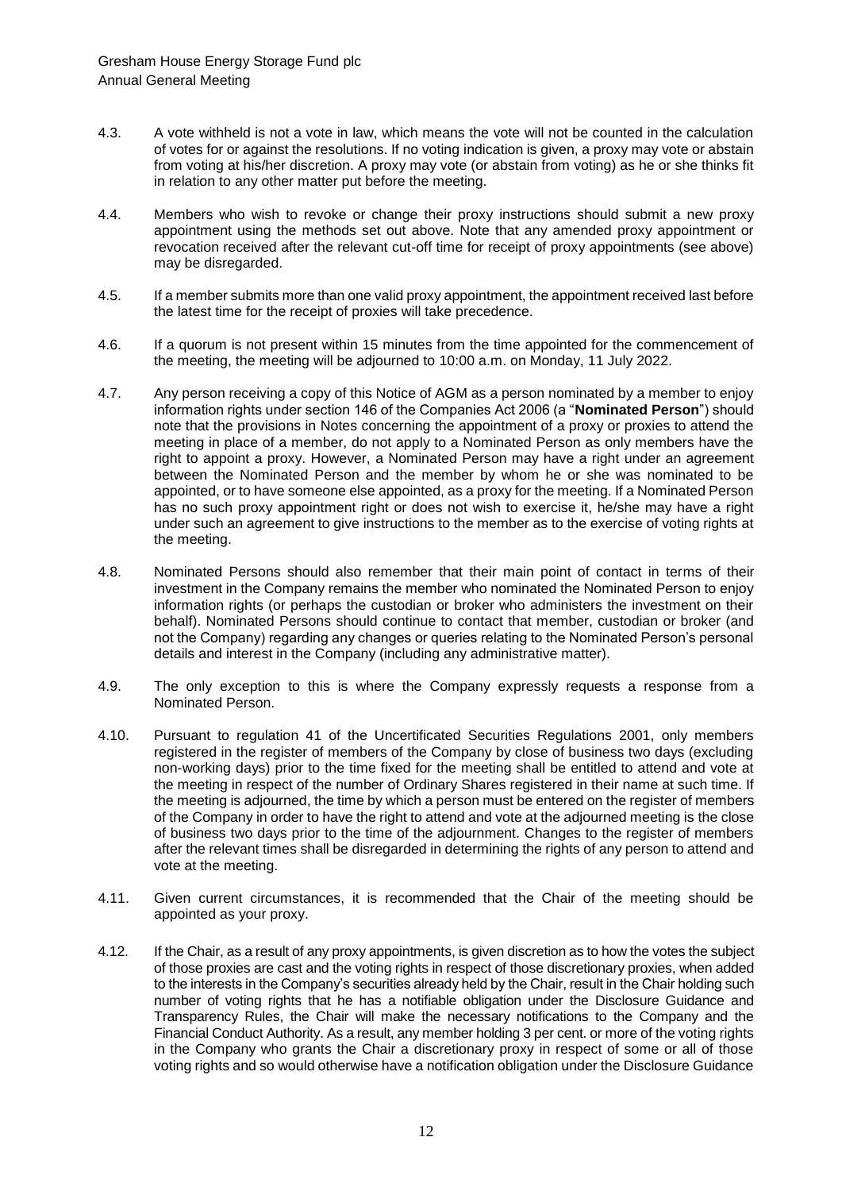4.3. A vote withheld is not a vote in law, which means the vote will not be counted in the calculation of votes for or against the resolutions. If no voting indication is given, a proxy may vote or abstain from voting at his/her discretion. A proxy may vote (or abstain from voting) as he or she thinks fit in relation to any other matter put before the meeting.

4.4. Members who wish to revoke or change their proxy instructions should submit a new proxy appointment using the methods set out above. Note that any amended proxy appointment or revocation received after the relevant cut-off time for receipt of proxy appointments (see above) may be disregarded.

4.5. If a member submits more than one valid proxy appointment, the appointment received last before the latest time for the receipt of proxies will take precedence.

4.6. If a quorum is not present within 15 minutes from the time appointed for the commencement of the meeting, the meeting will be adjourned to 10:00 a.m. on Monday, 11 July 2022.

4.7. Any person receiving a copy of this Notice of AGM as a person nominated by a member to enjoy information rights under section 146 of the Companies Act 2006 (a "**Nominated Person**") should note that the provisions in Notes concerning the appointment of a proxy or proxies to attend the meeting in place of a member, do not apply to a Nominated Person as only members have the right to appoint a proxy. However, a Nominated Person may have a right under an agreement between the Nominated Person and the member by whom he or she was nominated to be appointed, or to have someone else appointed, as a proxy for the meeting. If a Nominated Person has no such proxy appointment right or does not wish to exercise it, he/she may have a right under such an agreement to give instructions to the member as to the exercise of voting rights at the meeting.

4.8. Nominated Persons should also remember that their main point of contact in terms of their investment in the Company remains the member who nominated the Nominated Person to enjoy information rights (or perhaps the custodian or broker who administers the investment on their behalf). Nominated Persons should continue to contact that member, custodian or broker (and not the Company) regarding any changes or queries relating to the Nominated Person's personal details and interest in the Company (including any administrative matter).

4.9. The only exception to this is where the Company expressly requests a response from a Nominated Person.

4.10. Pursuant to regulation 41 of the Uncertificated Securities Regulations 2001, only members registered in the register of members of the Company by close of business two days (excluding non-working days) prior to the time fixed for the meeting shall be entitled to attend and vote at the meeting in respect of the number of Ordinary Shares registered in their name at such time. If the meeting is adjourned, the time by which a person must be entered on the register of members of the Company in order to have the right to attend and vote at the adjourned meeting is the close of business two days prior to the time of the adjournment. Changes to the register of members after the relevant times shall be disregarded in determining the rights of any person to attend and vote at the meeting.

4.11. Given current circumstances, it is recommended that the Chair of the meeting should be appointed as your proxy.

4.12. If the Chair, as a result of any proxy appointments, is given discretion as to how the votes the subject of those proxies are cast and the voting rights in respect of those discretionary proxies, when added to the interests in the Company's securities already held by the Chair, result in the Chair holding such number of voting rights that he has a notifiable obligation under the Disclosure Guidance and Transparency Rules, the Chair will make the necessary notifications to the Company and the Financial Conduct Authority. As a result, any member holding 3 per cent. or more of the voting rights in the Company who grants the Chair a discretionary proxy in respect of some or all of those voting rights and so would otherwise have a notification obligation under the Disclosure Guidance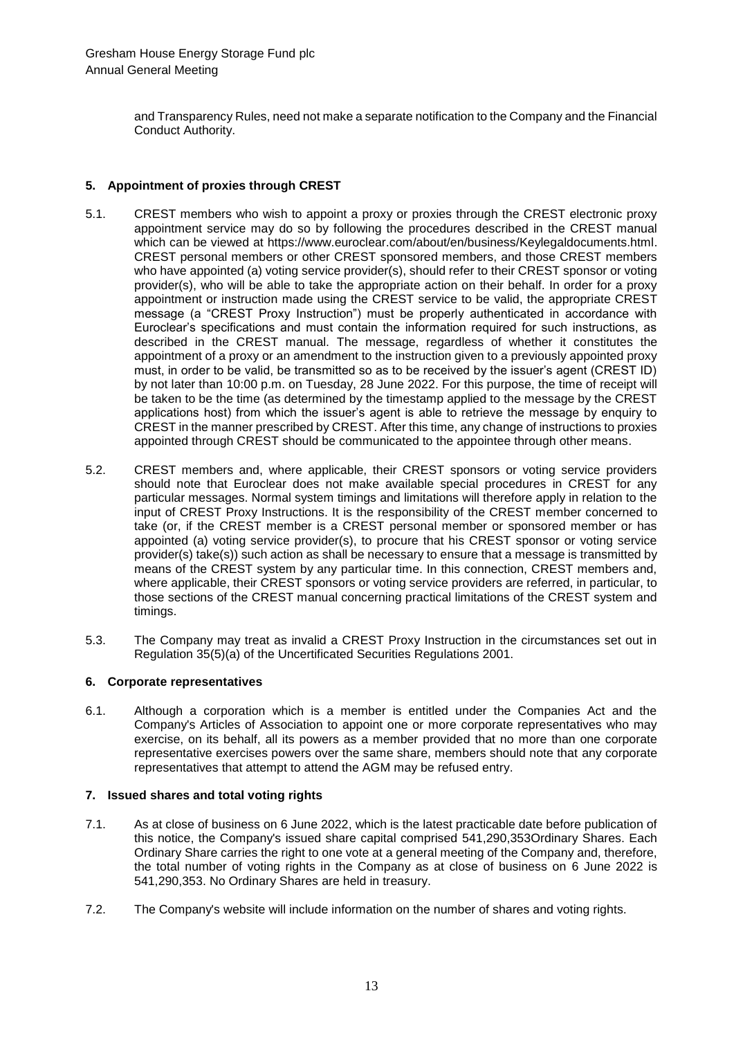and Transparency Rules, need not make a separate notification to the Company and the Financial Conduct Authority.

## 5. Appointment of proxies through CREST

5.1. CREST members who wish to appoint a proxy or proxies through the CREST electronic proxy appointment service may do so by following the procedures described in the CREST manual which can be viewed at https://www.euroclear.com/about/en/business/Keylegaldocuments.html. CREST personal members or other CREST sponsored members, and those CREST members who have appointed (a) voting service provider(s), should refer to their CREST sponsor or voting provider(s), who will be able to take the appropriate action on their behalf. In order for a proxy appointment or instruction made using the CREST service to be valid, the appropriate CREST message (a "CREST Proxy Instruction") must be properly authenticated in accordance with Euroclear's specifications and must contain the information required for such instructions, as described in the CREST manual. The message, regardless of whether it constitutes the appointment of a proxy or an amendment to the instruction given to a previously appointed proxy must, in order to be valid, be transmitted so as to be received by the issuer's agent (CREST ID) by not later than 10:00 p.m. on Tuesday, 28 June 2022. For this purpose, the time of receipt will be taken to be the time (as determined by the timestamp applied to the message by the CREST applications host) from which the issuer's agent is able to retrieve the message by enquiry to CREST in the manner prescribed by CREST. After this time, any change of instructions to proxies appointed through CREST should be communicated to the appointee through other means.

5.2. CREST members and, where applicable, their CREST sponsors or voting service providers should note that Euroclear does not make available special procedures in CREST for any particular messages. Normal system timings and limitations will therefore apply in relation to the input of CREST Proxy Instructions. It is the responsibility of the CREST member concerned to take (or, if the CREST member is a CREST personal member or sponsored member or has appointed (a) voting service provider(s), to procure that his CREST sponsor or voting service provider(s) take(s)) such action as shall be necessary to ensure that a message is transmitted by means of the CREST system by any particular time. In this connection, CREST members and, where applicable, their CREST sponsors or voting service providers are referred, in particular, to those sections of the CREST manual concerning practical limitations of the CREST system and timings.

5.3. The Company may treat as invalid a CREST Proxy Instruction in the circumstances set out in Regulation 35(5)(a) of the Uncertificated Securities Regulations 2001.

## 6. Corporate representatives

6.1. Although a corporation which is a member is entitled under the Companies Act and the Company's Articles of Association to appoint one or more corporate representatives who may exercise, on its behalf, all its powers as a member provided that no more than one corporate representative exercises powers over the same share, members should note that any corporate representatives that attempt to attend the AGM may be refused entry.

## 7. Issued shares and total voting rights

7.1. As at close of business on 6 June 2022, which is the latest practicable date before publication of this notice, the Company's issued share capital comprised 541,290,353Ordinary Shares. Each Ordinary Share carries the right to one vote at a general meeting of the Company and, therefore, the total number of voting rights in the Company as at close of business on 6 June 2022 is 541,290,353. No Ordinary Shares are held in treasury.

7.2. The Company's website will include information on the number of shares and voting rights.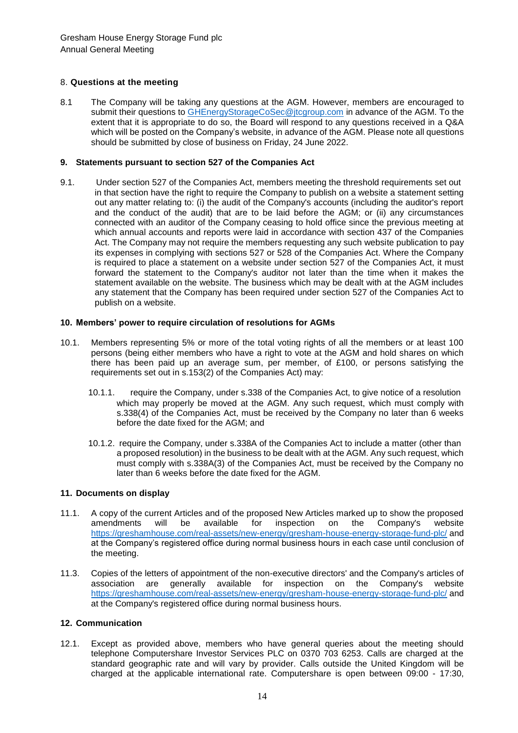## 8. **Questions at the meeting**

8.1 The Company will be taking any questions at the AGM. However, members are encouraged to submit their questions to GHEnergyStorageCoSec@jtcgroup.com in advance of the AGM. To the extent that it is appropriate to do so, the Board will respond to any questions received in a Q&A which will be posted on the Company's website, in advance of the AGM. Please note all questions should be submitted by close of business on Friday, 24 June 2022.

## **9. Statements pursuant to section 527 of the Companies Act**

9.1. Under section 527 of the Companies Act, members meeting the threshold requirements set out in that section have the right to require the Company to publish on a website a statement setting out any matter relating to: (i) the audit of the Company's accounts (including the auditor's report and the conduct of the audit) that are to be laid before the AGM; or (ii) any circumstances connected with an auditor of the Company ceasing to hold office since the previous meeting at which annual accounts and reports were laid in accordance with section 437 of the Companies Act. The Company may not require the members requesting any such website publication to pay its expenses in complying with sections 527 or 528 of the Companies Act. Where the Company is required to place a statement on a website under section 527 of the Companies Act, it must forward the statement to the Company's auditor not later than the time when it makes the statement available on the website. The business which may be dealt with at the AGM includes any statement that the Company has been required under section 527 of the Companies Act to publish on a website.

## **10. Members' power to require circulation of resolutions for AGMs**

10.1. Members representing 5% or more of the total voting rights of all the members or at least 100 persons (being either members who have a right to vote at the AGM and hold shares on which there has been paid up an average sum, per member, of £100, or persons satisfying the requirements set out in s.153(2) of the Companies Act) may:

10.1.1. require the Company, under s.338 of the Companies Act, to give notice of a resolution which may properly be moved at the AGM. Any such request, which must comply with s.338(4) of the Companies Act, must be received by the Company no later than 6 weeks before the date fixed for the AGM; and

10.1.2. require the Company, under s.338A of the Companies Act to include a matter (other than a proposed resolution) in the business to be dealt with at the AGM. Any such request, which must comply with s.338A(3) of the Companies Act, must be received by the Company no later than 6 weeks before the date fixed for the AGM.

## **11. Documents on display**

11.1. A copy of the current Articles and of the proposed New Articles marked up to show the proposed amendments will be available for inspection on the Company's website https://greshamhouse.com/real-assets/new-energy/gresham-house-energy-storage-fund-plc/ and at the Company's registered office during normal business hours in each case until conclusion of the meeting.

11.3. Copies of the letters of appointment of the non-executive directors' and the Company's articles of association are generally available for inspection on the Company's website https://greshamhouse.com/real-assets/new-energy/gresham-house-energy-storage-fund-plc/ and at the Company's registered office during normal business hours.

## **12. Communication**

12.1. Except as provided above, members who have general queries about the meeting should telephone Computershare Investor Services PLC on 0370 703 6253. Calls are charged at the standard geographic rate and will vary by provider. Calls outside the United Kingdom will be charged at the applicable international rate. Computershare is open between 09:00 - 17:30,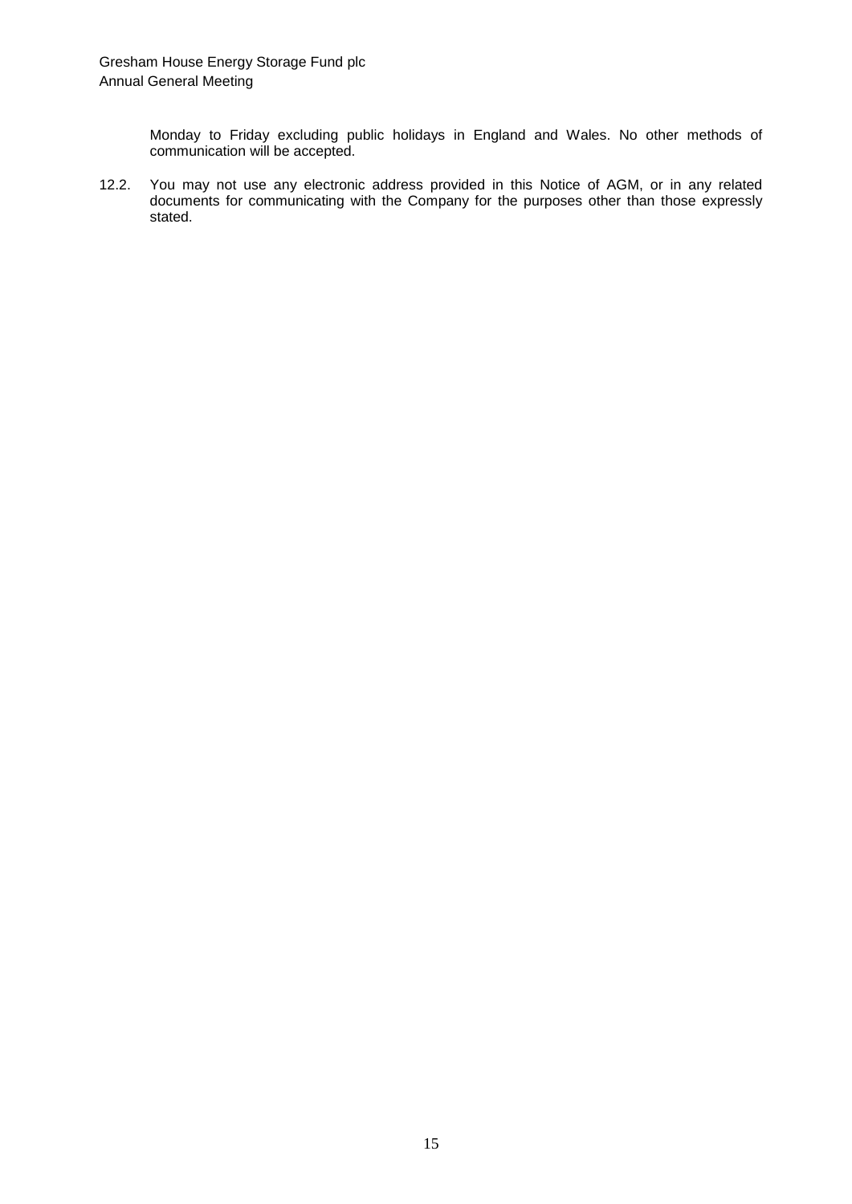Monday to Friday excluding public holidays in England and Wales. No other methods of communication will be accepted.

12.2. You may not use any electronic address provided in this Notice of AGM, or in any related documents for communicating with the Company for the purposes other than those expressly stated.